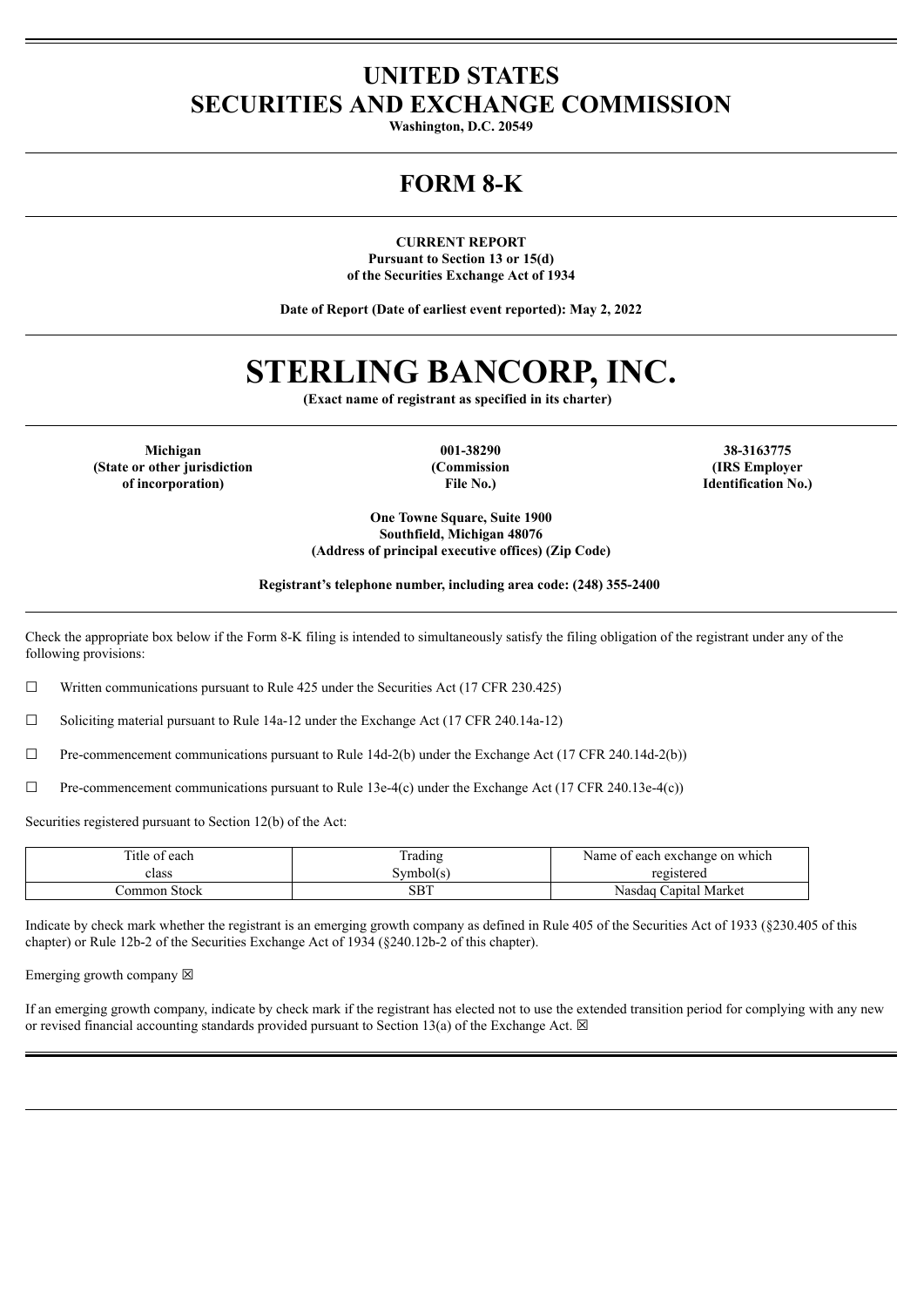# UNITED STATES
# SECURITIES AND EXCHANGE COMMISSION

**Washington, D.C. 20549**

## FORM 8-K

**CURRENT REPORT**
**Pursuant to Section 13 or 15(d)**
**of the Securities Exchange Act of 1934**

**Date of Report (Date of earliest event reported): May 2, 2022**

# STERLING BANCORP, INC.

**(Exact name of registrant as specified in its charter)**

| **Michigan** | **001-38290** | **38-3163775** |
|---|---|---|
| **(State or other jurisdiction of incorporation)** | **(Commission File No.)** | **(IRS Employer Identification No.)** |

**One Towne Square, Suite 1900**
**Southfield, Michigan 48076**
**(Address of principal executive offices) (Zip Code)**

**Registrant's telephone number, including area code: (248) 355-2400**

Check the appropriate box below if the Form 8-K filing is intended to simultaneously satisfy the filing obligation of the registrant under any of the following provisions:

☐ Written communications pursuant to Rule 425 under the Securities Act (17 CFR 230.425)

☐ Soliciting material pursuant to Rule 14a-12 under the Exchange Act (17 CFR 240.14a-12)

☐ Pre-commencement communications pursuant to Rule 14d-2(b) under the Exchange Act (17 CFR 240.14d-2(b))

☐ Pre-commencement communications pursuant to Rule 13e-4(c) under the Exchange Act (17 CFR 240.13e-4(c))

Securities registered pursuant to Section 12(b) of the Act:

| Title of each class | Trading Symbol(s) | Name of each exchange on which registered |
|---|---|---|
| Common Stock | SBT | Nasdaq Capital Market |

Indicate by check mark whether the registrant is an emerging growth company as defined in Rule 405 of the Securities Act of 1933 (§230.405 of this chapter) or Rule 12b-2 of the Securities Exchange Act of 1934 (§240.12b-2 of this chapter).

Emerging growth company ☒

If an emerging growth company, indicate by check mark if the registrant has elected not to use the extended transition period for complying with any new or revised financial accounting standards provided pursuant to Section 13(a) of the Exchange Act. ☒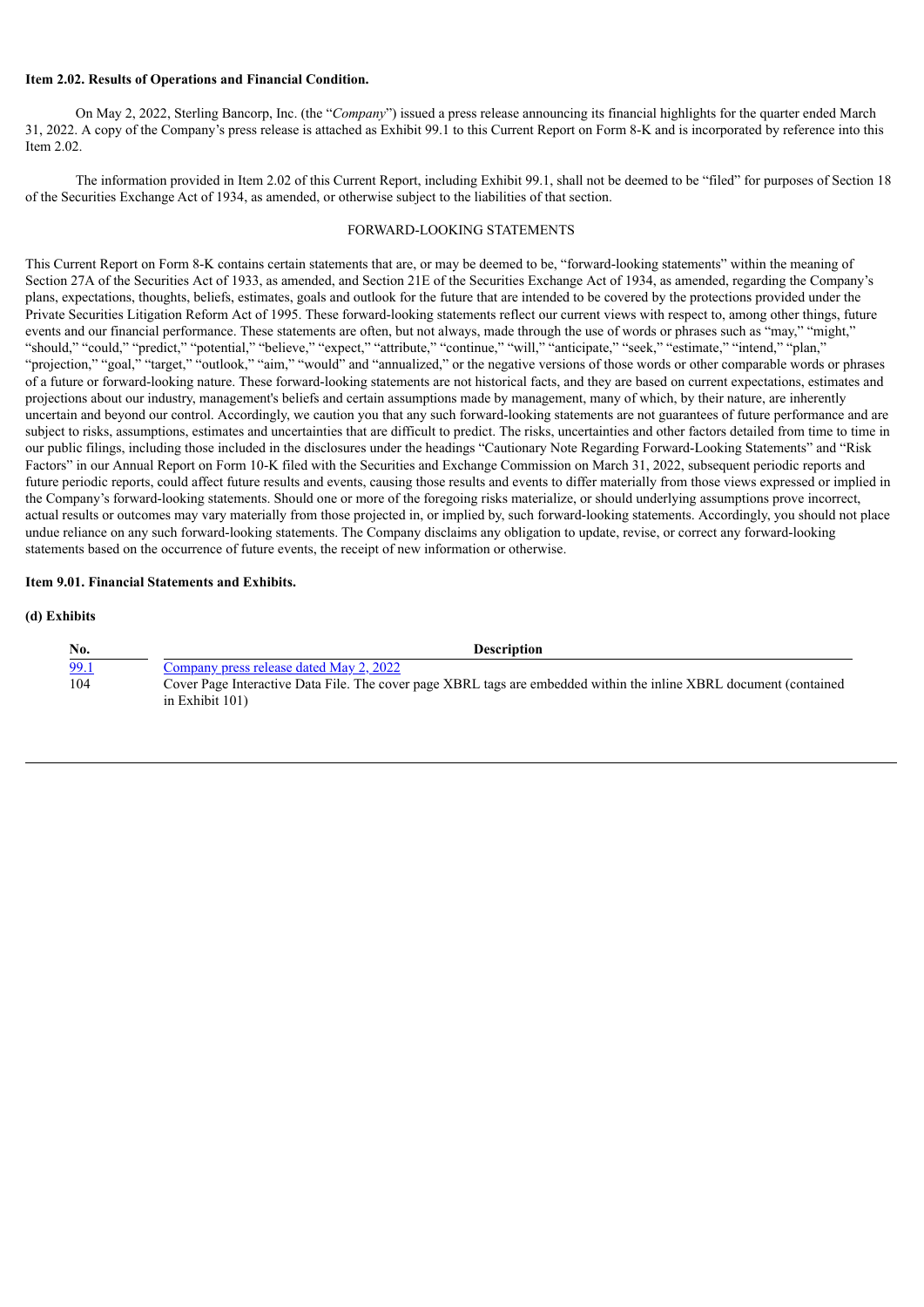**Item 2.02. Results of Operations and Financial Condition.**

On May 2, 2022, Sterling Bancorp, Inc. (the "*Company*") issued a press release announcing its financial highlights for the quarter ended March 31, 2022. A copy of the Company's press release is attached as Exhibit 99.1 to this Current Report on Form 8-K and is incorporated by reference into this Item 2.02.

The information provided in Item 2.02 of this Current Report, including Exhibit 99.1, shall not be deemed to be "filed" for purposes of Section 18 of the Securities Exchange Act of 1934, as amended, or otherwise subject to the liabilities of that section.

FORWARD-LOOKING STATEMENTS

This Current Report on Form 8-K contains certain statements that are, or may be deemed to be, "forward-looking statements" within the meaning of Section 27A of the Securities Act of 1933, as amended, and Section 21E of the Securities Exchange Act of 1934, as amended, regarding the Company's plans, expectations, thoughts, beliefs, estimates, goals and outlook for the future that are intended to be covered by the protections provided under the Private Securities Litigation Reform Act of 1995. These forward-looking statements reflect our current views with respect to, among other things, future events and our financial performance. These statements are often, but not always, made through the use of words or phrases such as "may," "might," "should," "could," "predict," "potential," "believe," "expect," "attribute," "continue," "will," "anticipate," "seek," "estimate," "intend," "plan," "projection," "goal," "target," "outlook," "aim," "would" and "annualized," or the negative versions of those words or other comparable words or phrases of a future or forward-looking nature. These forward-looking statements are not historical facts, and they are based on current expectations, estimates and projections about our industry, management's beliefs and certain assumptions made by management, many of which, by their nature, are inherently uncertain and beyond our control. Accordingly, we caution you that any such forward-looking statements are not guarantees of future performance and are subject to risks, assumptions, estimates and uncertainties that are difficult to predict. The risks, uncertainties and other factors detailed from time to time in our public filings, including those included in the disclosures under the headings "Cautionary Note Regarding Forward-Looking Statements" and "Risk Factors" in our Annual Report on Form 10-K filed with the Securities and Exchange Commission on March 31, 2022, subsequent periodic reports and future periodic reports, could affect future results and events, causing those results and events to differ materially from those views expressed or implied in the Company's forward-looking statements. Should one or more of the foregoing risks materialize, or should underlying assumptions prove incorrect, actual results or outcomes may vary materially from those projected in, or implied by, such forward-looking statements. Accordingly, you should not place undue reliance on any such forward-looking statements. The Company disclaims any obligation to update, revise, or correct any forward-looking statements based on the occurrence of future events, the receipt of new information or otherwise.

**Item 9.01. Financial Statements and Exhibits.**

**(d) Exhibits**

| No. | Description |
|---|---|
| 99.1 | Company press release dated May 2, 2022 |
| 104 | Cover Page Interactive Data File. The cover page XBRL tags are embedded within the inline XBRL document (contained in Exhibit 101) |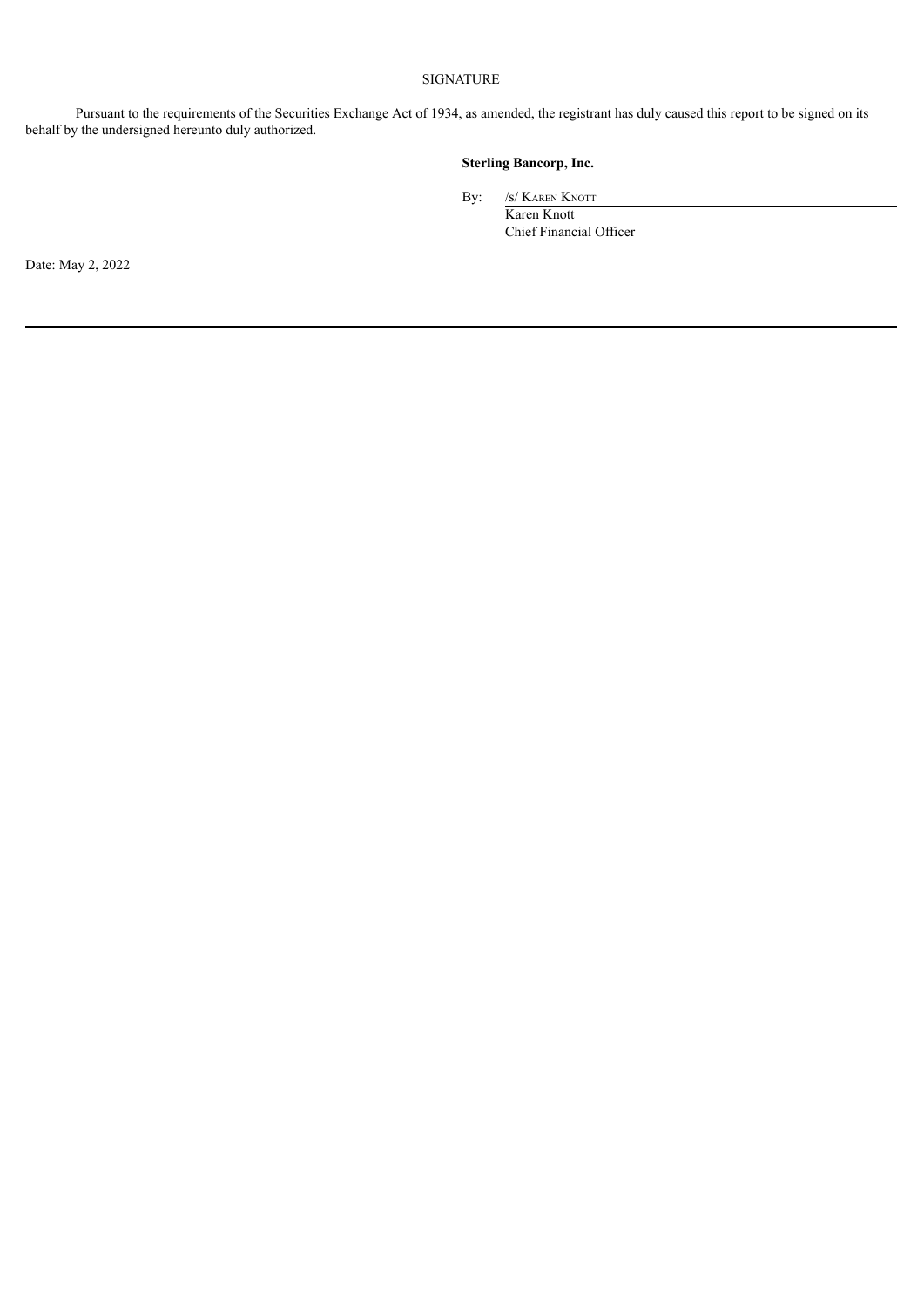SIGNATURE

Pursuant to the requirements of the Securities Exchange Act of 1934, as amended, the registrant has duly caused this report to be signed on its behalf by the undersigned hereunto duly authorized.

**Sterling Bancorp, Inc.**

By: /s/ KAREN KNOTT
Karen Knott
Chief Financial Officer

Date: May 2, 2022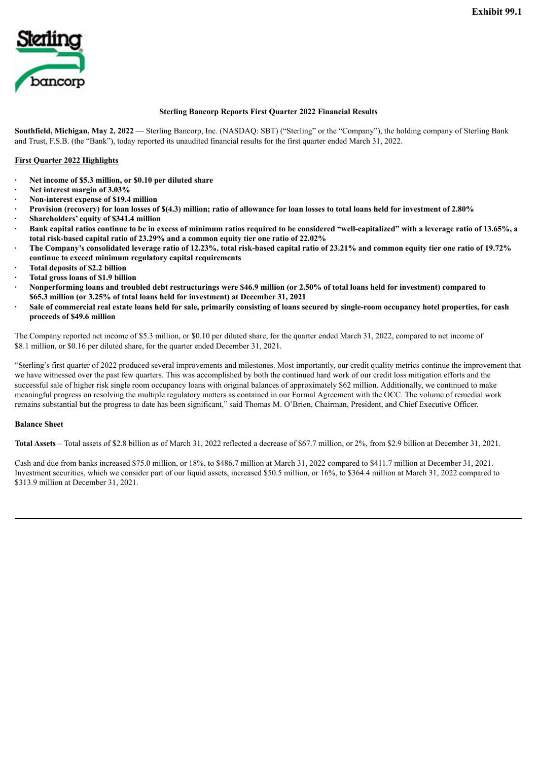**Exhibit 99.1**

**Sterling Bancorp Reports First Quarter 2022 Financial Results**

**Southfield, Michigan, May 2, 2022** — Sterling Bancorp, Inc. (NASDAQ: SBT) ("Sterling" or the "Company"), the holding company of Sterling Bank and Trust, F.S.B. (the "Bank"), today reported its unaudited financial results for the first quarter ended March 31, 2022.

**First Quarter 2022 Highlights**

- **Net income of $5.3 million, or $0.10 per diluted share**
- **Net interest margin of 3.03%**
- **Non-interest expense of $19.4 million**
- **Provision (recovery) for loan losses of $(4.3) million; ratio of allowance for loan losses to total loans held for investment of 2.80%**
- **Shareholders' equity of $341.4 million**
- **Bank capital ratios continue to be in excess of minimum ratios required to be considered "well-capitalized" with a leverage ratio of 13.65%, a total risk-based capital ratio of 23.29% and a common equity tier one ratio of 22.02%**
- **The Company's consolidated leverage ratio of 12.23%, total risk-based capital ratio of 23.21% and common equity tier one ratio of 19.72% continue to exceed minimum regulatory capital requirements**
- **Total deposits of $2.2 billion**
- **Total gross loans of $1.9 billion**
- **Nonperforming loans and troubled debt restructurings were $46.9 million (or 2.50% of total loans held for investment) compared to $65.3 million (or 3.25% of total loans held for investment) at December 31, 2021**
- **Sale of commercial real estate loans held for sale, primarily consisting of loans secured by single-room occupancy hotel properties, for cash proceeds of $49.6 million**

The Company reported net income of $5.3 million, or $0.10 per diluted share, for the quarter ended March 31, 2022, compared to net income of $8.1 million, or $0.16 per diluted share, for the quarter ended December 31, 2021.

"Sterling's first quarter of 2022 produced several improvements and milestones. Most importantly, our credit quality metrics continue the improvement that we have witnessed over the past few quarters. This was accomplished by both the continued hard work of our credit loss mitigation efforts and the successful sale of higher risk single room occupancy loans with original balances of approximately $62 million. Additionally, we continued to make meaningful progress on resolving the multiple regulatory matters as contained in our Formal Agreement with the OCC. The volume of remedial work remains substantial but the progress to date has been significant," said Thomas M. O'Brien, Chairman, President, and Chief Executive Officer.

**Balance Sheet**

**Total Assets** – Total assets of $2.8 billion as of March 31, 2022 reflected a decrease of $67.7 million, or 2%, from $2.9 billion at December 31, 2021.

Cash and due from banks increased $75.0 million, or 18%, to $486.7 million at March 31, 2022 compared to $411.7 million at December 31, 2021. Investment securities, which we consider part of our liquid assets, increased $50.5 million, or 16%, to $364.4 million at March 31, 2022 compared to $313.9 million at December 31, 2021.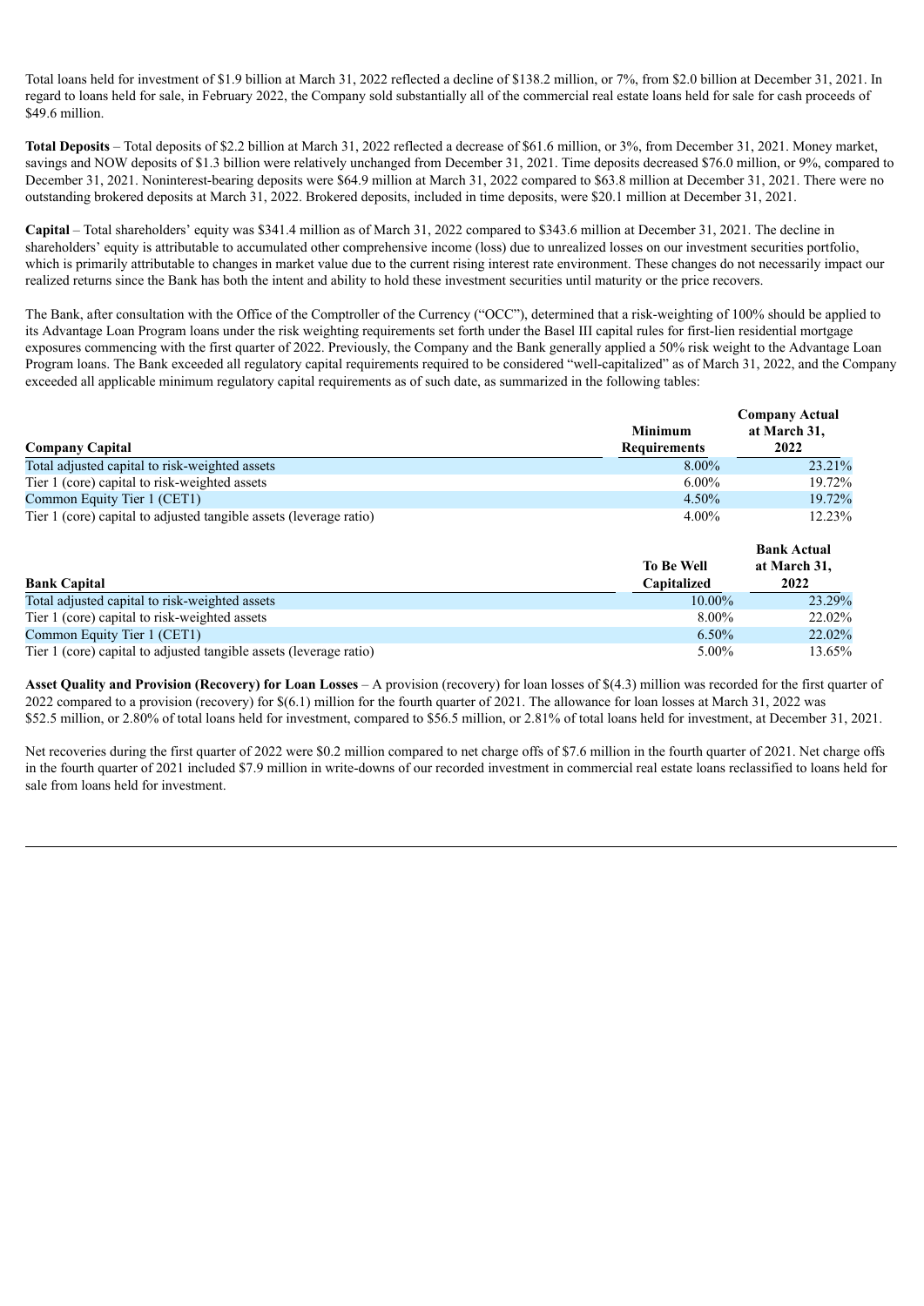Total loans held for investment of $1.9 billion at March 31, 2022 reflected a decline of $138.2 million, or 7%, from $2.0 billion at December 31, 2021. In regard to loans held for sale, in February 2022, the Company sold substantially all of the commercial real estate loans held for sale for cash proceeds of $49.6 million.

**Total Deposits** – Total deposits of $2.2 billion at March 31, 2022 reflected a decrease of $61.6 million, or 3%, from December 31, 2021. Money market, savings and NOW deposits of $1.3 billion were relatively unchanged from December 31, 2021. Time deposits decreased $76.0 million, or 9%, compared to December 31, 2021. Noninterest-bearing deposits were $64.9 million at March 31, 2022 compared to $63.8 million at December 31, 2021. There were no outstanding brokered deposits at March 31, 2022. Brokered deposits, included in time deposits, were $20.1 million at December 31, 2021.

**Capital** – Total shareholders' equity was $341.4 million as of March 31, 2022 compared to $343.6 million at December 31, 2021. The decline in shareholders' equity is attributable to accumulated other comprehensive income (loss) due to unrealized losses on our investment securities portfolio, which is primarily attributable to changes in market value due to the current rising interest rate environment. These changes do not necessarily impact our realized returns since the Bank has both the intent and ability to hold these investment securities until maturity or the price recovers.

The Bank, after consultation with the Office of the Comptroller of the Currency ("OCC"), determined that a risk-weighting of 100% should be applied to its Advantage Loan Program loans under the risk weighting requirements set forth under the Basel III capital rules for first-lien residential mortgage exposures commencing with the first quarter of 2022. Previously, the Company and the Bank generally applied a 50% risk weight to the Advantage Loan Program loans. The Bank exceeded all regulatory capital requirements required to be considered "well-capitalized" as of March 31, 2022, and the Company exceeded all applicable minimum regulatory capital requirements as of such date, as summarized in the following tables:

| Company Capital | Minimum Requirements | Company Actual at March 31, 2022 |
|---|---|---|
| Total adjusted capital to risk-weighted assets | 8.00% | 23.21% |
| Tier 1 (core) capital to risk-weighted assets | 6.00% | 19.72% |
| Common Equity Tier 1 (CET1) | 4.50% | 19.72% |
| Tier 1 (core) capital to adjusted tangible assets (leverage ratio) | 4.00% | 12.23% |

| Bank Capital | To Be Well Capitalized | Bank Actual at March 31, 2022 |
|---|---|---|
| Total adjusted capital to risk-weighted assets | 10.00% | 23.29% |
| Tier 1 (core) capital to risk-weighted assets | 8.00% | 22.02% |
| Common Equity Tier 1 (CET1) | 6.50% | 22.02% |
| Tier 1 (core) capital to adjusted tangible assets (leverage ratio) | 5.00% | 13.65% |

**Asset Quality and Provision (Recovery) for Loan Losses** – A provision (recovery) for loan losses of $(4.3) million was recorded for the first quarter of 2022 compared to a provision (recovery) for $(6.1) million for the fourth quarter of 2021. The allowance for loan losses at March 31, 2022 was $52.5 million, or 2.80% of total loans held for investment, compared to $56.5 million, or 2.81% of total loans held for investment, at December 31, 2021.

Net recoveries during the first quarter of 2022 were $0.2 million compared to net charge offs of $7.6 million in the fourth quarter of 2021. Net charge offs in the fourth quarter of 2021 included $7.9 million in write-downs of our recorded investment in commercial real estate loans reclassified to loans held for sale from loans held for investment.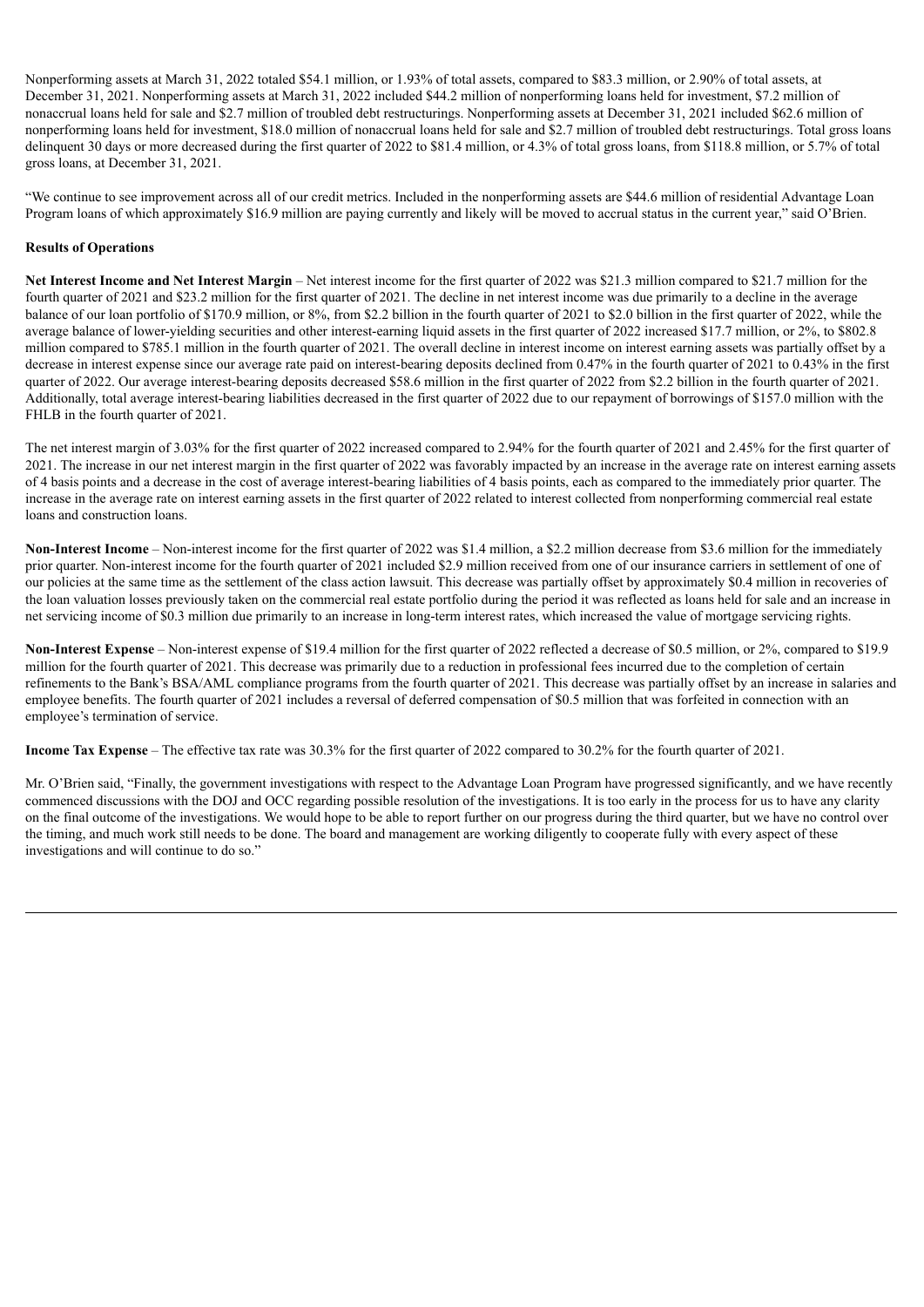Nonperforming assets at March 31, 2022 totaled $54.1 million, or 1.93% of total assets, compared to $83.3 million, or 2.90% of total assets, at December 31, 2021. Nonperforming assets at March 31, 2022 included $44.2 million of nonperforming loans held for investment, $7.2 million of nonaccrual loans held for sale and $2.7 million of troubled debt restructurings. Nonperforming assets at December 31, 2021 included $62.6 million of nonperforming loans held for investment, $18.0 million of nonaccrual loans held for sale and $2.7 million of troubled debt restructurings. Total gross loans delinquent 30 days or more decreased during the first quarter of 2022 to $81.4 million, or 4.3% of total gross loans, from $118.8 million, or 5.7% of total gross loans, at December 31, 2021.

"We continue to see improvement across all of our credit metrics. Included in the nonperforming assets are $44.6 million of residential Advantage Loan Program loans of which approximately $16.9 million are paying currently and likely will be moved to accrual status in the current year," said O'Brien.

**Results of Operations**

**Net Interest Income and Net Interest Margin** – Net interest income for the first quarter of 2022 was $21.3 million compared to $21.7 million for the fourth quarter of 2021 and $23.2 million for the first quarter of 2021. The decline in net interest income was due primarily to a decline in the average balance of our loan portfolio of $170.9 million, or 8%, from $2.2 billion in the fourth quarter of 2021 to $2.0 billion in the first quarter of 2022, while the average balance of lower-yielding securities and other interest-earning liquid assets in the first quarter of 2022 increased $17.7 million, or 2%, to $802.8 million compared to $785.1 million in the fourth quarter of 2021. The overall decline in interest income on interest earning assets was partially offset by a decrease in interest expense since our average rate paid on interest-bearing deposits declined from 0.47% in the fourth quarter of 2021 to 0.43% in the first quarter of 2022. Our average interest-bearing deposits decreased $58.6 million in the first quarter of 2022 from $2.2 billion in the fourth quarter of 2021. Additionally, total average interest-bearing liabilities decreased in the first quarter of 2022 due to our repayment of borrowings of $157.0 million with the FHLB in the fourth quarter of 2021.

The net interest margin of 3.03% for the first quarter of 2022 increased compared to 2.94% for the fourth quarter of 2021 and 2.45% for the first quarter of 2021. The increase in our net interest margin in the first quarter of 2022 was favorably impacted by an increase in the average rate on interest earning assets of 4 basis points and a decrease in the cost of average interest-bearing liabilities of 4 basis points, each as compared to the immediately prior quarter. The increase in the average rate on interest earning assets in the first quarter of 2022 related to interest collected from nonperforming commercial real estate loans and construction loans.

**Non-Interest Income** – Non-interest income for the first quarter of 2022 was $1.4 million, a $2.2 million decrease from $3.6 million for the immediately prior quarter. Non-interest income for the fourth quarter of 2021 included $2.9 million received from one of our insurance carriers in settlement of one of our policies at the same time as the settlement of the class action lawsuit. This decrease was partially offset by approximately $0.4 million in recoveries of the loan valuation losses previously taken on the commercial real estate portfolio during the period it was reflected as loans held for sale and an increase in net servicing income of $0.3 million due primarily to an increase in long-term interest rates, which increased the value of mortgage servicing rights.

**Non-Interest Expense** – Non-interest expense of $19.4 million for the first quarter of 2022 reflected a decrease of $0.5 million, or 2%, compared to $19.9 million for the fourth quarter of 2021. This decrease was primarily due to a reduction in professional fees incurred due to the completion of certain refinements to the Bank's BSA/AML compliance programs from the fourth quarter of 2021. This decrease was partially offset by an increase in salaries and employee benefits. The fourth quarter of 2021 includes a reversal of deferred compensation of $0.5 million that was forfeited in connection with an employee's termination of service.

**Income Tax Expense** – The effective tax rate was 30.3% for the first quarter of 2022 compared to 30.2% for the fourth quarter of 2021.

Mr. O'Brien said, "Finally, the government investigations with respect to the Advantage Loan Program have progressed significantly, and we have recently commenced discussions with the DOJ and OCC regarding possible resolution of the investigations. It is too early in the process for us to have any clarity on the final outcome of the investigations. We would hope to be able to report further on our progress during the third quarter, but we have no control over the timing, and much work still needs to be done. The board and management are working diligently to cooperate fully with every aspect of these investigations and will continue to do so."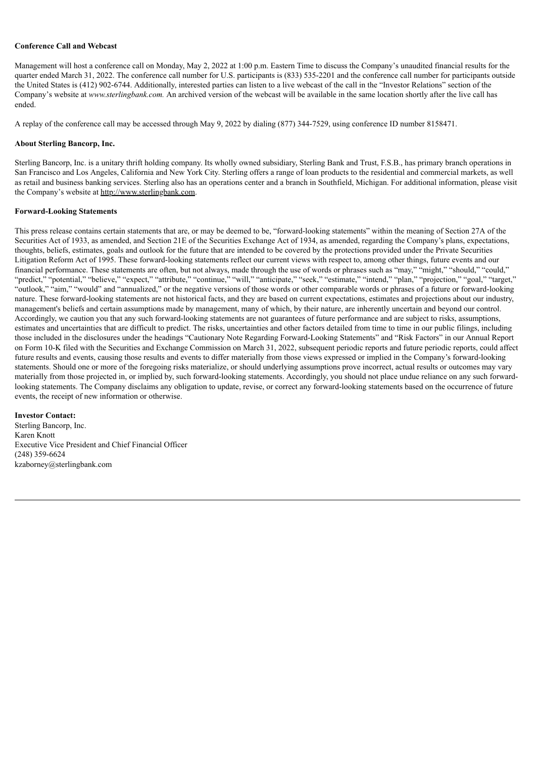**Conference Call and Webcast**

Management will host a conference call on Monday, May 2, 2022 at 1:00 p.m. Eastern Time to discuss the Company's unaudited financial results for the quarter ended March 31, 2022. The conference call number for U.S. participants is (833) 535-2201 and the conference call number for participants outside the United States is (412) 902-6744. Additionally, interested parties can listen to a live webcast of the call in the "Investor Relations" section of the Company's website at *www.sterlingbank.com.* An archived version of the webcast will be available in the same location shortly after the live call has ended.

A replay of the conference call may be accessed through May 9, 2022 by dialing (877) 344-7529, using conference ID number 8158471.

**About Sterling Bancorp, Inc.**

Sterling Bancorp, Inc. is a unitary thrift holding company. Its wholly owned subsidiary, Sterling Bank and Trust, F.S.B., has primary branch operations in San Francisco and Los Angeles, California and New York City. Sterling offers a range of loan products to the residential and commercial markets, as well as retail and business banking services. Sterling also has an operations center and a branch in Southfield, Michigan. For additional information, please visit the Company's website at http://www.sterlingbank.com.

**Forward-Looking Statements**

This press release contains certain statements that are, or may be deemed to be, "forward-looking statements" within the meaning of Section 27A of the Securities Act of 1933, as amended, and Section 21E of the Securities Exchange Act of 1934, as amended, regarding the Company's plans, expectations, thoughts, beliefs, estimates, goals and outlook for the future that are intended to be covered by the protections provided under the Private Securities Litigation Reform Act of 1995. These forward-looking statements reflect our current views with respect to, among other things, future events and our financial performance. These statements are often, but not always, made through the use of words or phrases such as "may," "might," "should," "could," "predict," "potential," "believe," "expect," "attribute," "continue," "will," "anticipate," "seek," "estimate," "intend," "plan," "projection," "goal," "target," "outlook," "aim," "would" and "annualized," or the negative versions of those words or other comparable words or phrases of a future or forward-looking nature. These forward-looking statements are not historical facts, and they are based on current expectations, estimates and projections about our industry, management's beliefs and certain assumptions made by management, many of which, by their nature, are inherently uncertain and beyond our control. Accordingly, we caution you that any such forward-looking statements are not guarantees of future performance and are subject to risks, assumptions, estimates and uncertainties that are difficult to predict. The risks, uncertainties and other factors detailed from time to time in our public filings, including those included in the disclosures under the headings "Cautionary Note Regarding Forward-Looking Statements" and "Risk Factors" in our Annual Report on Form 10-K filed with the Securities and Exchange Commission on March 31, 2022, subsequent periodic reports and future periodic reports, could affect future results and events, causing those results and events to differ materially from those views expressed or implied in the Company's forward-looking statements. Should one or more of the foregoing risks materialize, or should underlying assumptions prove incorrect, actual results or outcomes may vary materially from those projected in, or implied by, such forward-looking statements. Accordingly, you should not place undue reliance on any such forward-looking statements. The Company disclaims any obligation to update, revise, or correct any forward-looking statements based on the occurrence of future events, the receipt of new information or otherwise.

**Investor Contact:**
Sterling Bancorp, Inc.
Karen Knott
Executive Vice President and Chief Financial Officer
(248) 359-6624
kzaborney@sterlingbank.com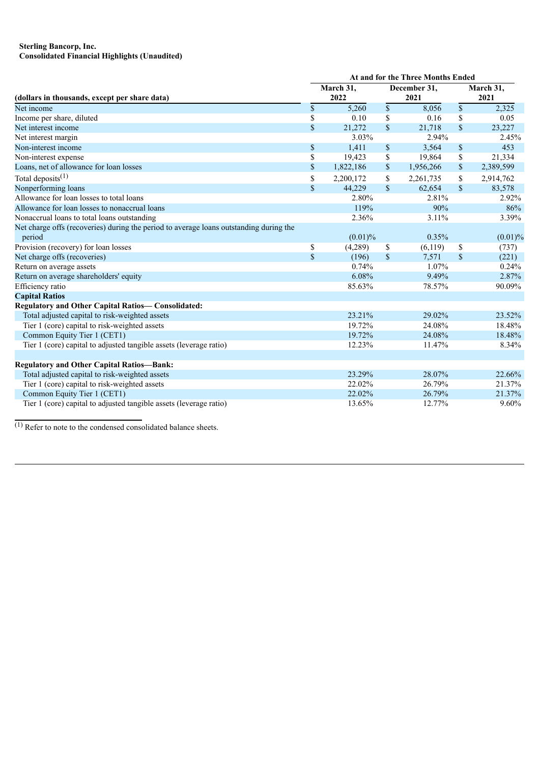**Sterling Bancorp, Inc.**
**Consolidated Financial Highlights (Unaudited)**

| (dollars in thousands, except per share data) | At and for the Three Months Ended March 31, 2022 | December 31, 2021 | March 31, 2021 |
|---|---|---|---|
| Net income | $ 5,260 | $ 8,056 | $ 2,325 |
| Income per share, diluted | $ 0.10 | $ 0.16 | $ 0.05 |
| Net interest income | $ 21,272 | $ 21,718 | $ 23,227 |
| Net interest margin | 3.03% | 2.94% | 2.45% |
| Non-interest income | $ 1,411 | $ 3,564 | $ 453 |
| Non-interest expense | $ 19,423 | $ 19,864 | $ 21,334 |
| Loans, net of allowance for loan losses | $ 1,822,186 | $ 1,956,266 | $ 2,389,599 |
| Total deposits[(1)] | $ 2,200,172 | $ 2,261,735 | $ 2,914,762 |
| Nonperforming loans | $ 44,229 | $ 62,654 | $ 83,578 |
| Allowance for loan losses to total loans | 2.80% | 2.81% | 2.92% |
| Allowance for loan losses to nonaccrual loans | 119% | 90% | 86% |
| Nonaccrual loans to total loans outstanding | 2.36% | 3.11% | 3.39% |
| Net charge offs (recoveries) during the period to average loans outstanding during the period | (0.01)% | 0.35% | (0.01)% |
| Provision (recovery) for loan losses | $ (4,289) | $ (6,119) | $ (737) |
| Net charge offs (recoveries) | $ (196) | $ 7,571 | $ (221) |
| Return on average assets | 0.74% | 1.07% | 0.24% |
| Return on average shareholders' equity | 6.08% | 9.49% | 2.87% |
| Efficiency ratio | 85.63% | 78.57% | 90.09% |
| **Capital Ratios** | | | |
| **Regulatory and Other Capital Ratios— Consolidated:** | | | |
| Total adjusted capital to risk-weighted assets | 23.21% | 29.02% | 23.52% |
| Tier 1 (core) capital to risk-weighted assets | 19.72% | 24.08% | 18.48% |
| Common Equity Tier 1 (CET1) | 19.72% | 24.08% | 18.48% |
| Tier 1 (core) capital to adjusted tangible assets (leverage ratio) | 12.23% | 11.47% | 8.34% |
| | | | |
| **Regulatory and Other Capital Ratios—Bank:** | | | |
| Total adjusted capital to risk-weighted assets | 23.29% | 28.07% | 22.66% |
| Tier 1 (core) capital to risk-weighted assets | 22.02% | 26.79% | 21.37% |
| Common Equity Tier 1 (CET1) | 22.02% | 26.79% | 21.37% |
| Tier 1 (core) capital to adjusted tangible assets (leverage ratio) | 13.65% | 12.77% | 9.60% |

[(1)] Refer to note to the condensed consolidated balance sheets.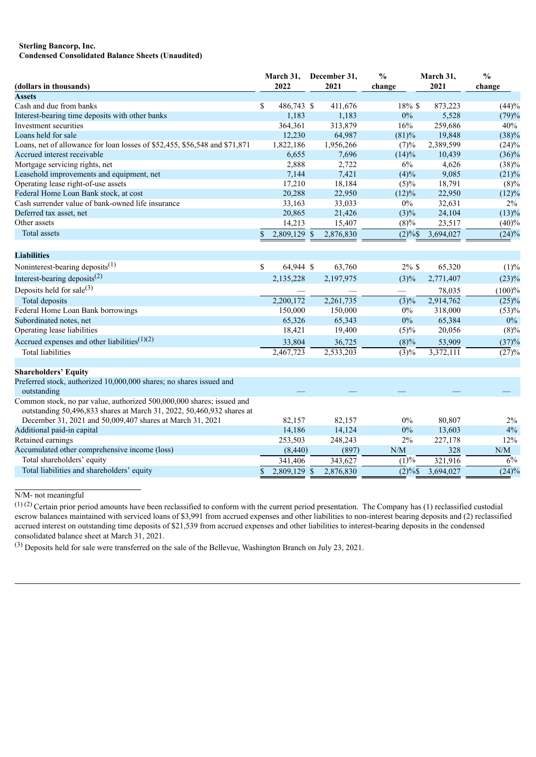**Sterling Bancorp, Inc.**
**Condensed Consolidated Balance Sheets (Unaudited)**

| (dollars in thousands) | March 31, 2022 | December 31, 2021 | % change | March 31, 2021 | % change |
|---|---|---|---|---|---|
| **Assets** | | | | | |
| Cash and due from banks | $ 486,743 | $ 411,676 | 18% | $ 873,223 | (44)% |
| Interest-bearing time deposits with other banks | 1,183 | 1,183 | 0% | 5,528 | (79)% |
| Investment securities | 364,361 | 313,879 | 16% | 259,686 | 40% |
| Loans held for sale | 12,230 | 64,987 | (81)% | 19,848 | (38)% |
| Loans, net of allowance for loan losses of $52,455, $56,548 and $71,871 | 1,822,186 | 1,956,266 | (7)% | 2,389,599 | (24)% |
| Accrued interest receivable | 6,655 | 7,696 | (14)% | 10,439 | (36)% |
| Mortgage servicing rights, net | 2,888 | 2,722 | 6% | 4,626 | (38)% |
| Leasehold improvements and equipment, net | 7,144 | 7,421 | (4)% | 9,085 | (21)% |
| Operating lease right-of-use assets | 17,210 | 18,184 | (5)% | 18,791 | (8)% |
| Federal Home Loan Bank stock, at cost | 20,288 | 22,950 | (12)% | 22,950 | (12)% |
| Cash surrender value of bank-owned life insurance | 33,163 | 33,033 | 0% | 32,631 | 2% |
| Deferred tax asset, net | 20,865 | 21,426 | (3)% | 24,104 | (13)% |
| Other assets | 14,213 | 15,407 | (8)% | 23,517 | (40)% |
| Total assets | $ 2,809,129 | $ 2,876,830 | (2)% | $ 3,694,027 | (24)% |
| **Liabilities** | | | | | |
| Noninterest-bearing deposits[1] | $ 64,944 | $ 63,760 | 2% | $ 65,320 | (1)% |
| Interest-bearing deposits[2] | 2,135,228 | 2,197,975 | (3)% | 2,771,407 | (23)% |
| Deposits held for sale[3] | — | — | — | 78,035 | (100)% |
| Total deposits | 2,200,172 | 2,261,735 | (3)% | 2,914,762 | (25)% |
| Federal Home Loan Bank borrowings | 150,000 | 150,000 | 0% | 318,000 | (53)% |
| Subordinated notes, net | 65,326 | 65,343 | 0% | 65,384 | 0% |
| Operating lease liabilities | 18,421 | 19,400 | (5)% | 20,056 | (8)% |
| Accrued expenses and other liabilities[1][2] | 33,804 | 36,725 | (8)% | 53,909 | (37)% |
| Total liabilities | 2,467,723 | 2,533,203 | (3)% | 3,372,111 | (27)% |
| **Shareholders' Equity** | | | | | |
| Preferred stock, authorized 10,000,000 shares; no shares issued and outstanding | — | — | — | — | — |
| Common stock, no par value, authorized 500,000,000 shares; issued and outstanding 50,496,833 shares at March 31, 2022, 50,460,932 shares at December 31, 2021 and 50,009,407 shares at March 31, 2021 | 82,157 | 82,157 | 0% | 80,807 | 2% |
| Additional paid-in capital | 14,186 | 14,124 | 0% | 13,603 | 4% |
| Retained earnings | 253,503 | 248,243 | 2% | 227,178 | 12% |
| Accumulated other comprehensive income (loss) | (8,440) | (897) | N/M | 328 | N/M |
| Total shareholders' equity | 341,406 | 343,627 | (1)% | 321,916 | 6% |
| Total liabilities and shareholders' equity | $ 2,809,129 | $ 2,876,830 | (2)% | $ 3,694,027 | (24)% |

N/M- not meaningful

[1] [2] Certain prior period amounts have been reclassified to conform with the current period presentation. The Company has (1) reclassified custodial escrow balances maintained with serviced loans of $3,991 from accrued expenses and other liabilities to non-interest bearing deposits and (2) reclassified accrued interest on outstanding time deposits of $21,539 from accrued expenses and other liabilities to interest-bearing deposits in the condensed consolidated balance sheet at March 31, 2021.

[3] Deposits held for sale were transferred on the sale of the Bellevue, Washington Branch on July 23, 2021.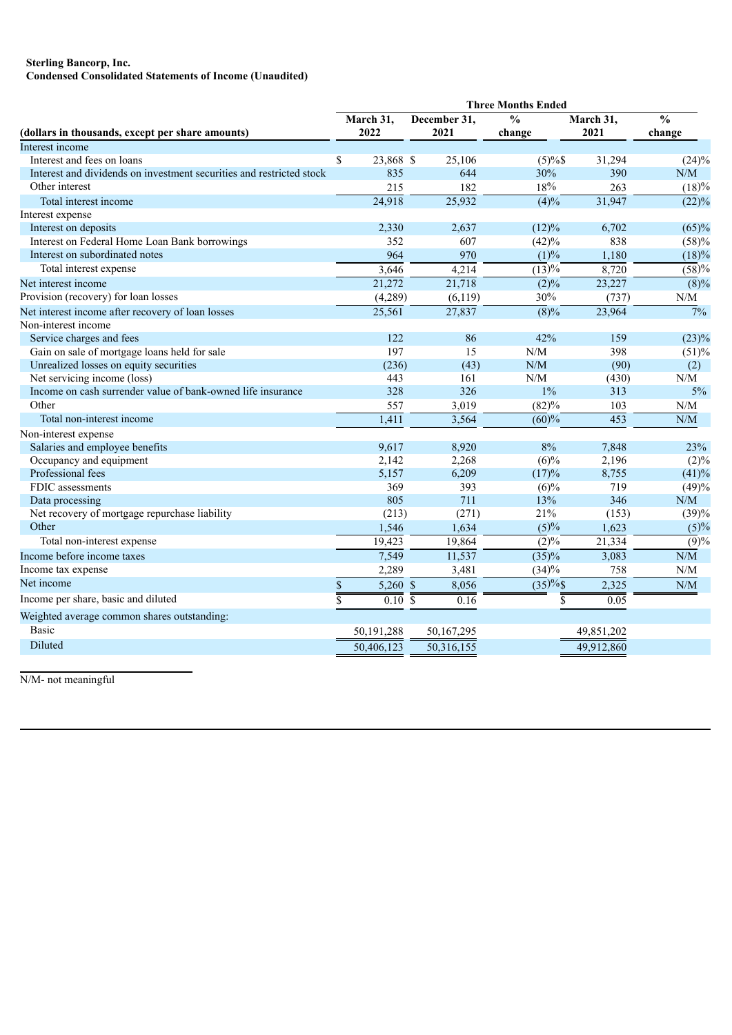**Sterling Bancorp, Inc.**
**Condensed Consolidated Statements of Income (Unaudited)**

| (dollars in thousands, except per share amounts) | Three Months Ended | | | | |
|---|---|---|---|---|---|
| | March 31, 2022 | December 31, 2021 | % change | March 31, 2021 | % change |
| Interest income | | | | | |
| Interest and fees on loans | $ 23,868 | $ 25,106 | (5)% | $ 31,294 | (24)% |
| Interest and dividends on investment securities and restricted stock | 835 | 644 | 30% | 390 | N/M |
| Other interest | 215 | 182 | 18% | 263 | (18)% |
| Total interest income | 24,918 | 25,932 | (4)% | 31,947 | (22)% |
| Interest expense | | | | | |
| Interest on deposits | 2,330 | 2,637 | (12)% | 6,702 | (65)% |
| Interest on Federal Home Loan Bank borrowings | 352 | 607 | (42)% | 838 | (58)% |
| Interest on subordinated notes | 964 | 970 | (1)% | 1,180 | (18)% |
| Total interest expense | 3,646 | 4,214 | (13)% | 8,720 | (58)% |
| Net interest income | 21,272 | 21,718 | (2)% | 23,227 | (8)% |
| Provision (recovery) for loan losses | (4,289) | (6,119) | 30% | (737) | N/M |
| Net interest income after recovery of loan losses | 25,561 | 27,837 | (8)% | 23,964 | 7% |
| Non-interest income | | | | | |
| Service charges and fees | 122 | 86 | 42% | 159 | (23)% |
| Gain on sale of mortgage loans held for sale | 197 | 15 | N/M | 398 | (51)% |
| Unrealized losses on equity securities | (236) | (43) | N/M | (90) | (2) |
| Net servicing income (loss) | 443 | 161 | N/M | (430) | N/M |
| Income on cash surrender value of bank-owned life insurance | 328 | 326 | 1% | 313 | 5% |
| Other | 557 | 3,019 | (82)% | 103 | N/M |
| Total non-interest income | 1,411 | 3,564 | (60)% | 453 | N/M |
| Non-interest expense | | | | | |
| Salaries and employee benefits | 9,617 | 8,920 | 8% | 7,848 | 23% |
| Occupancy and equipment | 2,142 | 2,268 | (6)% | 2,196 | (2)% |
| Professional fees | 5,157 | 6,209 | (17)% | 8,755 | (41)% |
| FDIC assessments | 369 | 393 | (6)% | 719 | (49)% |
| Data processing | 805 | 711 | 13% | 346 | N/M |
| Net recovery of mortgage repurchase liability | (213) | (271) | 21% | (153) | (39)% |
| Other | 1,546 | 1,634 | (5)% | 1,623 | (5)% |
| Total non-interest expense | 19,423 | 19,864 | (2)% | 21,334 | (9)% |
| Income before income taxes | 7,549 | 11,537 | (35)% | 3,083 | N/M |
| Income tax expense | 2,289 | 3,481 | (34)% | 758 | N/M |
| Net income | $ 5,260 | $ 8,056 | (35)% | $ 2,325 | N/M |
| Income per share, basic and diluted | $ 0.10 | $ 0.16 | | $ 0.05 | |
| Weighted average common shares outstanding: | | | | | |
| Basic | 50,191,288 | 50,167,295 | | 49,851,202 | |
| Diluted | 50,406,123 | 50,316,155 | | 49,912,860 | |

N/M- not meaningful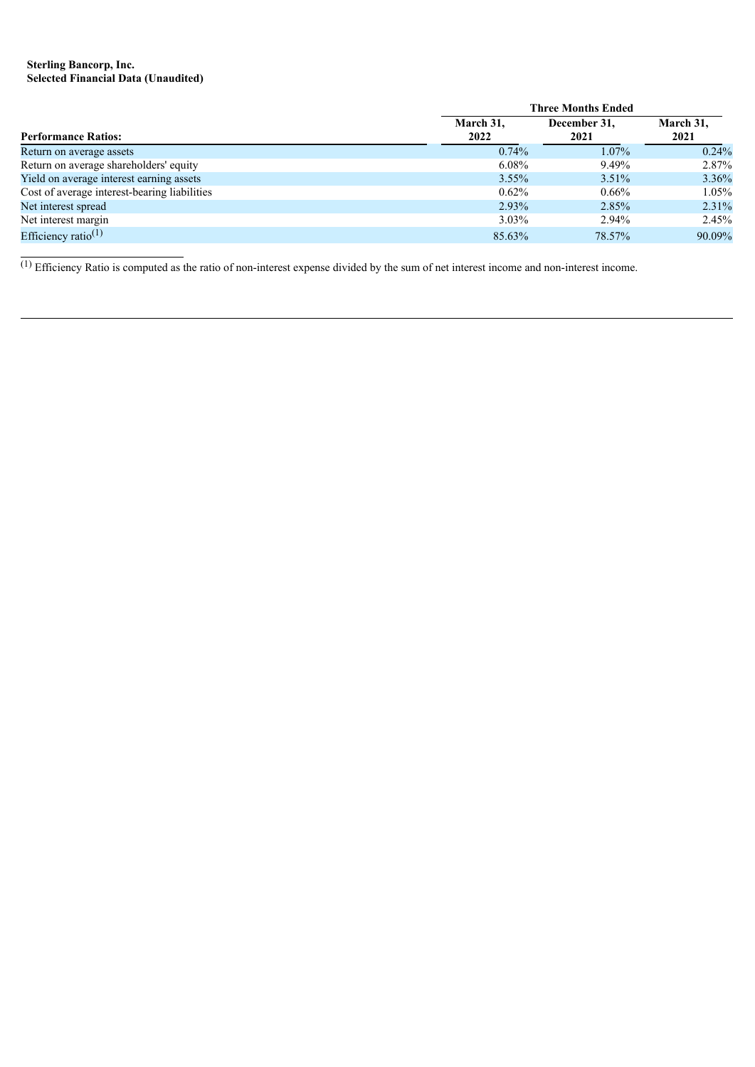**Sterling Bancorp, Inc.**
**Selected Financial Data (Unaudited)**

| | Three Months Ended | | |
|---|---|---|---|
| **Performance Ratios:** | **March 31, 2022** | **December 31, 2021** | **March 31, 2021** |
| Return on average assets | 0.74% | 1.07% | 0.24% |
| Return on average shareholders' equity | 6.08% | 9.49% | 2.87% |
| Yield on average interest earning assets | 3.55% | 3.51% | 3.36% |
| Cost of average interest-bearing liabilities | 0.62% | 0.66% | 1.05% |
| Net interest spread | 2.93% | 2.85% | 2.31% |
| Net interest margin | 3.03% | 2.94% | 2.45% |
| Efficiency ratio[1] | 85.63% | 78.57% | 90.09% |

[1] Efficiency Ratio is computed as the ratio of non-interest expense divided by the sum of net interest income and non-interest income.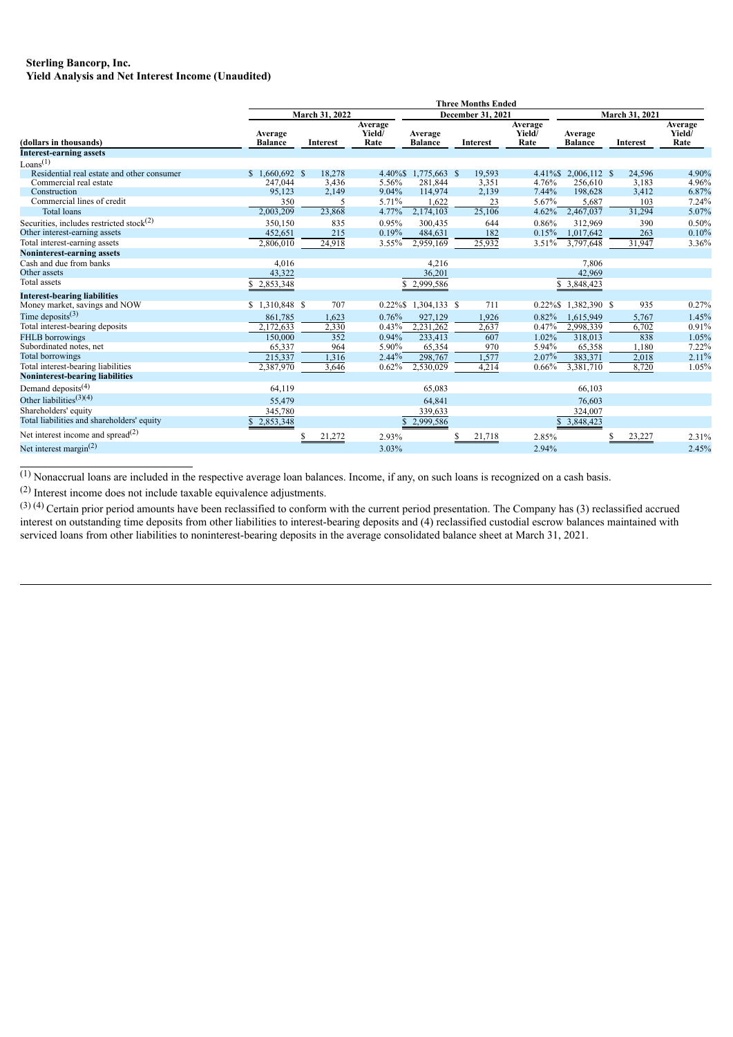**Sterling Bancorp, Inc.**
**Yield Analysis and Net Interest Income (Unaudited)**

| | Three Months Ended | | | | | | | | |
|---|---|---|---|---|---|---|---|---|---|
| | March 31, 2022 | | | December 31, 2021 | | | March 31, 2021 | | |
| (dollars in thousands) | Average Balance | Interest | Average Yield/ Rate | Average Balance | Interest | Average Yield/ Rate | Average Balance | Interest | Average Yield/ Rate |
| **Interest-earning assets** | | | | | | | | | |
| Loans[(1)] | | | | | | | | | |
| Residential real estate and other consumer | $ 1,660,692 | $ 18,278 | 4.40% | $ 1,775,663 | $ 19,593 | 4.41% | $ 2,006,112 | $ 24,596 | 4.90% |
| Commercial real estate | 247,044 | 3,436 | 5.56% | 281,844 | 3,351 | 4.76% | 256,610 | 3,183 | 4.96% |
| Construction | 95,123 | 2,149 | 9.04% | 114,974 | 2,139 | 7.44% | 198,628 | 3,412 | 6.87% |
| Commercial lines of credit | 350 | 5 | 5.71% | 1,622 | 23 | 5.67% | 5,687 | 103 | 7.24% |
| Total loans | 2,003,209 | 23,868 | 4.77% | 2,174,103 | 25,106 | 4.62% | 2,467,037 | 31,294 | 5.07% |
| Securities, includes restricted stock[(2)] | 350,150 | 835 | 0.95% | 300,435 | 644 | 0.86% | 312,969 | 390 | 0.50% |
| Other interest-earning assets | 452,651 | 215 | 0.19% | 484,631 | 182 | 0.15% | 1,017,642 | 263 | 0.10% |
| Total interest-earning assets | 2,806,010 | 24,918 | 3.55% | 2,959,169 | 25,932 | 3.51% | 3,797,648 | 31,947 | 3.36% |
| **Noninterest-earning assets** | | | | | | | | | |
| Cash and due from banks | 4,016 | | | 4,216 | | | 7,806 | | |
| Other assets | 43,322 | | | 36,201 | | | 42,969 | | |
| Total assets | $ 2,853,348 | | | $ 2,999,586 | | | $ 3,848,423 | | |
| **Interest-bearing liabilities** | | | | | | | | | |
| Money market, savings and NOW | $ 1,310,848 | $ 707 | 0.22% | $ 1,304,133 | $ 711 | 0.22% | $ 1,382,390 | $ 935 | 0.27% |
| Time deposits[(3)] | 861,785 | 1,623 | 0.76% | 927,129 | 1,926 | 0.82% | 1,615,949 | 5,767 | 1.45% |
| Total interest-bearing deposits | 2,172,633 | 2,330 | 0.43% | 2,231,262 | 2,637 | 0.47% | 2,998,339 | 6,702 | 0.91% |
| FHLB borrowings | 150,000 | 352 | 0.94% | 233,413 | 607 | 1.02% | 318,013 | 838 | 1.05% |
| Subordinated notes, net | 65,337 | 964 | 5.90% | 65,354 | 970 | 5.94% | 65,358 | 1,180 | 7.22% |
| Total borrowings | 215,337 | 1,316 | 2.44% | 298,767 | 1,577 | 2.07% | 383,371 | 2,018 | 2.11% |
| Total interest-bearing liabilities | 2,387,970 | 3,646 | 0.62% | 2,530,029 | 4,214 | 0.66% | 3,381,710 | 8,720 | 1.05% |
| **Noninterest-bearing liabilities** | | | | | | | | | |
| Demand deposits[(4)] | 64,119 | | | 65,083 | | | 66,103 | | |
| Other liabilities[(3)(4)] | 55,479 | | | 64,841 | | | 76,603 | | |
| Shareholders' equity | 345,780 | | | 339,633 | | | 324,007 | | |
| Total liabilities and shareholders' equity | $ 2,853,348 | | | $ 2,999,586 | | | $ 3,848,423 | | |
| Net interest income and spread[(2)] | | $ 21,272 | 2.93% | | $ 21,718 | 2.85% | | $ 23,227 | 2.31% |
| Net interest margin[(2)] | | | 3.03% | | | 2.94% | | | 2.45% |

[(1)] Nonaccrual loans are included in the respective average loan balances. Income, if any, on such loans is recognized on a cash basis.

[(2)] Interest income does not include taxable equivalence adjustments.

[(3)] [(4)] Certain prior period amounts have been reclassified to conform with the current period presentation. The Company has (3) reclassified accrued interest on outstanding time deposits from other liabilities to interest-bearing deposits and (4) reclassified custodial escrow balances maintained with serviced loans from other liabilities to noninterest-bearing deposits in the average consolidated balance sheet at March 31, 2021.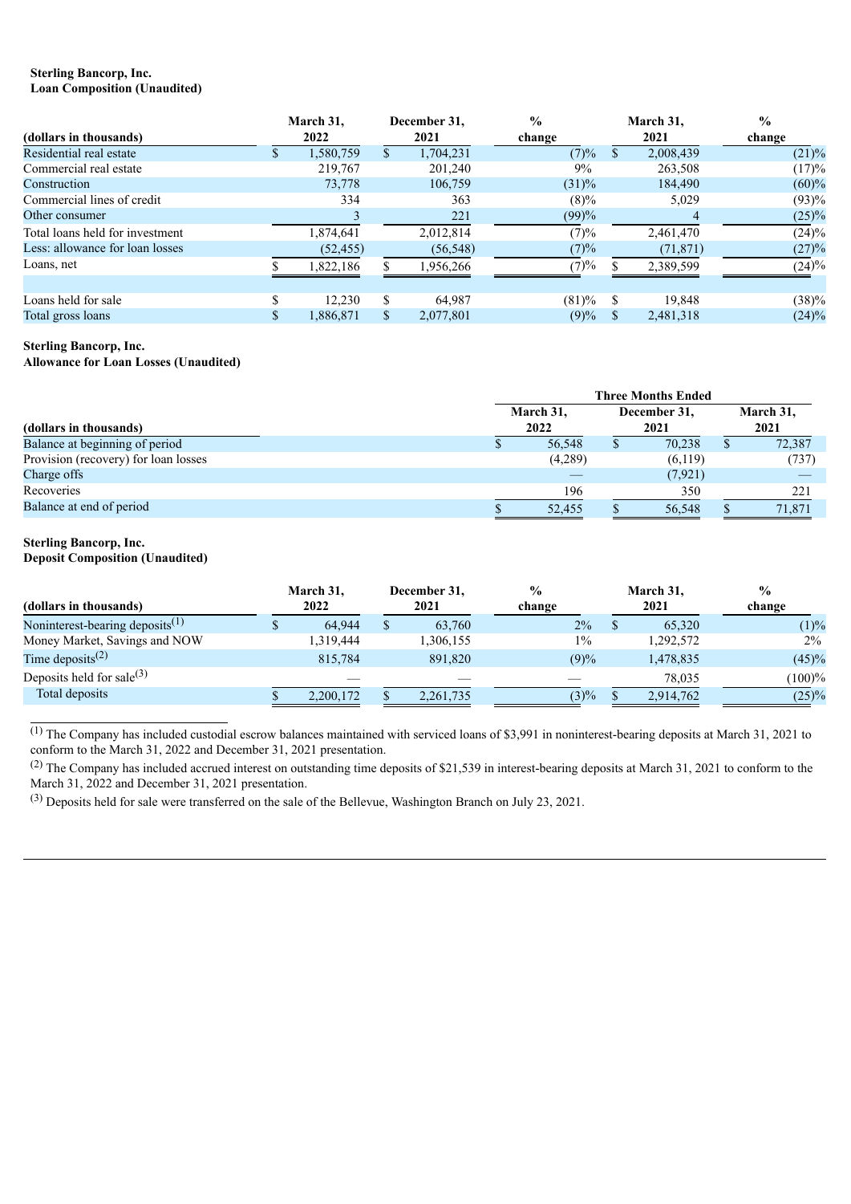**Sterling Bancorp, Inc.**
**Loan Composition (Unaudited)**

| (dollars in thousands) | March 31, 2022 | December 31, 2021 | % change | March 31, 2021 | % change |
|---|---|---|---|---|---|
| Residential real estate | $ 1,580,759 | $ 1,704,231 | (7)% | $ 2,008,439 | (21)% |
| Commercial real estate | 219,767 | 201,240 | 9% | 263,508 | (17)% |
| Construction | 73,778 | 106,759 | (31)% | 184,490 | (60)% |
| Commercial lines of credit | 334 | 363 | (8)% | 5,029 | (93)% |
| Other consumer | 3 | 221 | (99)% | 4 | (25)% |
| Total loans held for investment | 1,874,641 | 2,012,814 | (7)% | 2,461,470 | (24)% |
| Less: allowance for loan losses | (52,455) | (56,548) | (7)% | (71,871) | (27)% |
| Loans, net | $ 1,822,186 | $ 1,956,266 | (7)% | $ 2,389,599 | (24)% |
| | | | | | |
| Loans held for sale | $ 12,230 | $ 64,987 | (81)% | $ 19,848 | (38)% |
| Total gross loans | $ 1,886,871 | $ 2,077,801 | (9)% | $ 2,481,318 | (24)% |

**Sterling Bancorp, Inc.**
**Allowance for Loan Losses (Unaudited)**

| | Three Months Ended | | |
|---|---|---|---|
| (dollars in thousands) | March 31, 2022 | December 31, 2021 | March 31, 2021 |
| Balance at beginning of period | $ 56,548 | $ 70,238 | $ 72,387 |
| Provision (recovery) for loan losses | (4,289) | (6,119) | (737) |
| Charge offs | — | (7,921) | — |
| Recoveries | 196 | 350 | 221 |
| Balance at end of period | $ 52,455 | $ 56,548 | $ 71,871 |

**Sterling Bancorp, Inc.**
**Deposit Composition (Unaudited)**

| (dollars in thousands) | March 31, 2022 | December 31, 2021 | % change | March 31, 2021 | % change |
|---|---|---|---|---|---|
| Noninterest-bearing deposits[1] | $ 64,944 | $ 63,760 | 2% | $ 65,320 | (1)% |
| Money Market, Savings and NOW | 1,319,444 | 1,306,155 | 1% | 1,292,572 | 2% |
| Time deposits[2] | 815,784 | 891,820 | (9)% | 1,478,835 | (45)% |
| Deposits held for sale[3] | — | — | — | 78,035 | (100)% |
| Total deposits | $ 2,200,172 | $ 2,261,735 | (3)% | $ 2,914,762 | (25)% |

[1] The Company has included custodial escrow balances maintained with serviced loans of $3,991 in noninterest-bearing deposits at March 31, 2021 to conform to the March 31, 2022 and December 31, 2021 presentation.

[2] The Company has included accrued interest on outstanding time deposits of $21,539 in interest-bearing deposits at March 31, 2021 to conform to the March 31, 2022 and December 31, 2021 presentation.

[3] Deposits held for sale were transferred on the sale of the Bellevue, Washington Branch on July 23, 2021.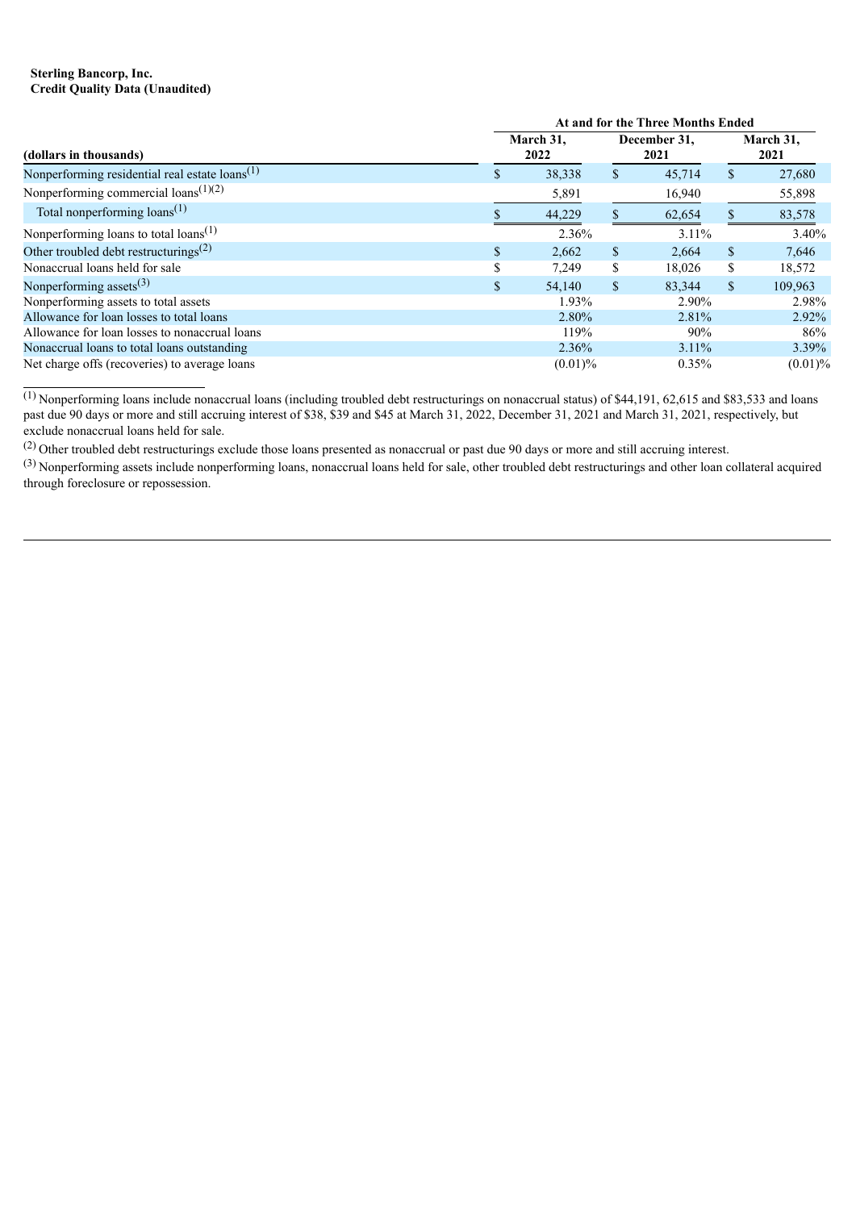**Sterling Bancorp, Inc.**
**Credit Quality Data (Unaudited)**

| (dollars in thousands) | At and for the Three Months Ended | | |
|---|---|---|---|
| | March 31, 2022 | December 31, 2021 | March 31, 2021 |
| Nonperforming residential real estate loans[1] | $ 38,338 | $ 45,714 | $ 27,680 |
| Nonperforming commercial loans[1][2] | 5,891 | 16,940 | 55,898 |
| Total nonperforming loans[1] | $ 44,229 | $ 62,654 | $ 83,578 |
| Nonperforming loans to total loans[1] | 2.36% | 3.11% | 3.40% |
| Other troubled debt restructurings[2] | $ 2,662 | $ 2,664 | $ 7,646 |
| Nonaccrual loans held for sale | $ 7,249 | $ 18,026 | $ 18,572 |
| Nonperforming assets[3] | $ 54,140 | $ 83,344 | $ 109,963 |
| Nonperforming assets to total assets | 1.93% | 2.90% | 2.98% |
| Allowance for loan losses to total loans | 2.80% | 2.81% | 2.92% |
| Allowance for loan losses to nonaccrual loans | 119% | 90% | 86% |
| Nonaccrual loans to total loans outstanding | 2.36% | 3.11% | 3.39% |
| Net charge offs (recoveries) to average loans | (0.01)% | 0.35% | (0.01)% |

[1] Nonperforming loans include nonaccrual loans (including troubled debt restructurings on nonaccrual status) of $44,191, 62,615 and $83,533 and loans past due 90 days or more and still accruing interest of $38, $39 and $45 at March 31, 2022, December 31, 2021 and March 31, 2021, respectively, but exclude nonaccrual loans held for sale.

[2] Other troubled debt restructurings exclude those loans presented as nonaccrual or past due 90 days or more and still accruing interest.

[3] Nonperforming assets include nonperforming loans, nonaccrual loans held for sale, other troubled debt restructurings and other loan collateral acquired through foreclosure or repossession.